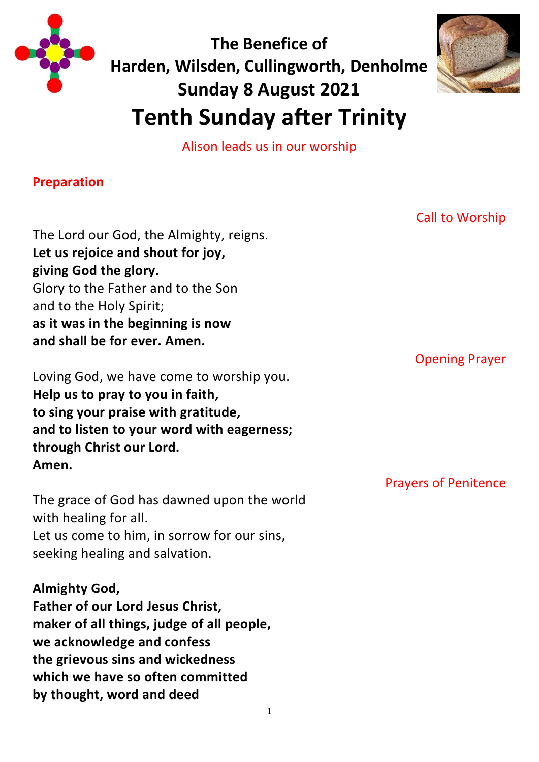# The Benefice of Harden, Wilsden, Cullingworth, Denholme
## Sunday 8 August 2021
# Tenth Sunday after Trinity

Alison leads us in our worship

## Preparation

Call to Worship

The Lord our God, the Almighty, reigns.
**Let us rejoice and shout for joy,**
**giving God the glory.**
Glory to the Father and to the Son
and to the Holy Spirit;
**as it was in the beginning is now**
**and shall be for ever. Amen.**

Opening Prayer

Loving God, we have come to worship you.
**Help us to pray to you in faith,**
**to sing your praise with gratitude,**
**and to listen to your word with eagerness;**
**through Christ our Lord.**
**Amen.**

Prayers of Penitence

The grace of God has dawned upon the world
with healing for all.
Let us come to him, in sorrow for our sins,
seeking healing and salvation.

**Almighty God,**
**Father of our Lord Jesus Christ,**
**maker of all things, judge of all people,**
**we acknowledge and confess**
**the grievous sins and wickedness**
**which we have so often committed**
**by thought, word and deed**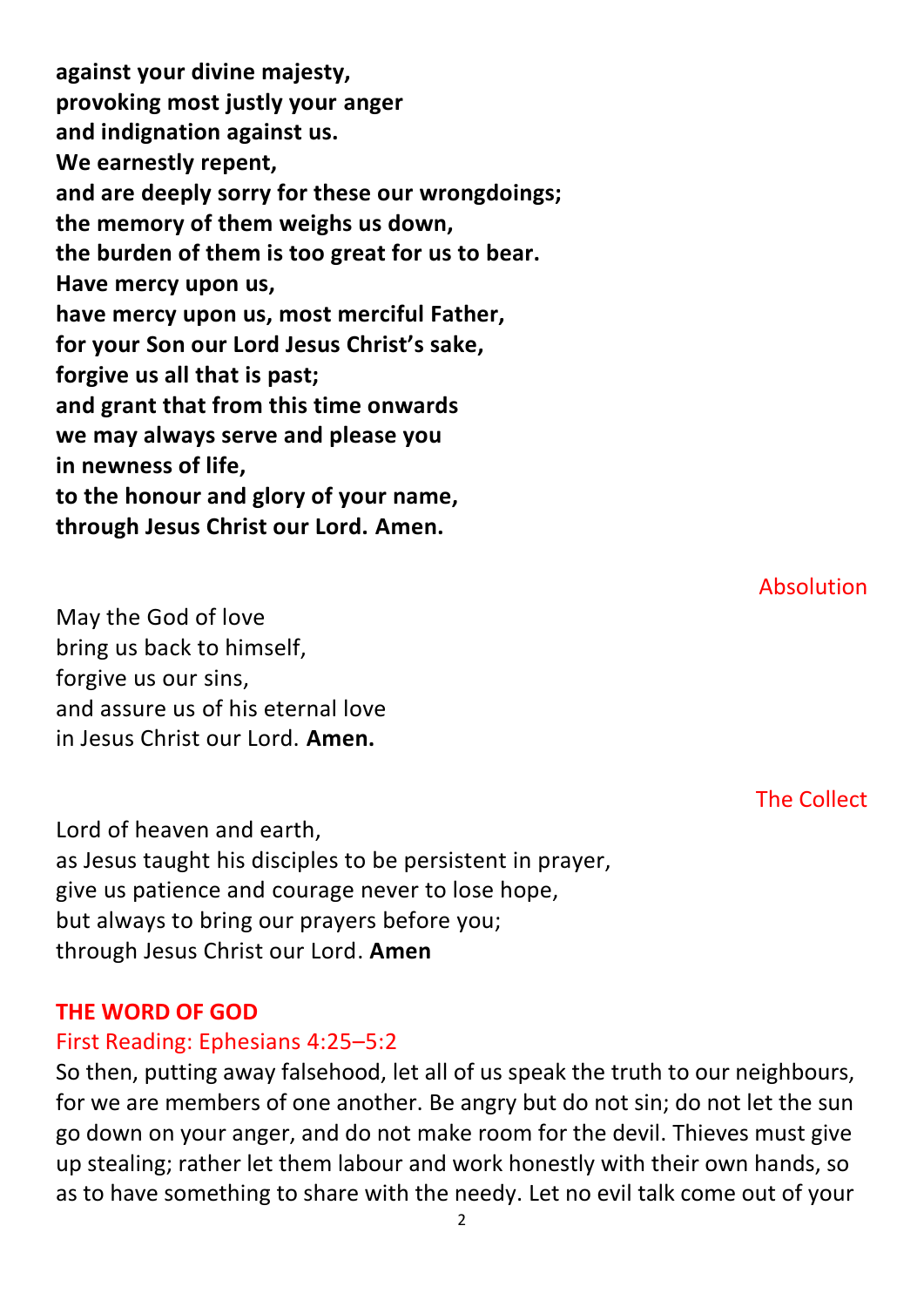**against your divine majesty,**
**provoking most justly your anger**
**and indignation against us.**
**We earnestly repent,**
**and are deeply sorry for these our wrongdoings;**
**the memory of them weighs us down,**
**the burden of them is too great for us to bear.**
**Have mercy upon us,**
**have mercy upon us, most merciful Father,**
**for your Son our Lord Jesus Christ's sake,**
**forgive us all that is past;**
**and grant that from this time onwards**
**we may always serve and please you**
**in newness of life,**
**to the honour and glory of your name,**
**through Jesus Christ our Lord. Amen.**

Absolution

May the God of love
bring us back to himself,
forgive us our sins,
and assure us of his eternal love
in Jesus Christ our Lord. **Amen.**

The Collect

Lord of heaven and earth,
as Jesus taught his disciples to be persistent in prayer,
give us patience and courage never to lose hope,
but always to bring our prayers before you;
through Jesus Christ our Lord. **Amen**

## THE WORD OF GOD

### First Reading: Ephesians 4:25–5:2

So then, putting away falsehood, let all of us speak the truth to our neighbours, for we are members of one another. Be angry but do not sin; do not let the sun go down on your anger, and do not make room for the devil. Thieves must give up stealing; rather let them labour and work honestly with their own hands, so as to have something to share with the needy. Let no evil talk come out of your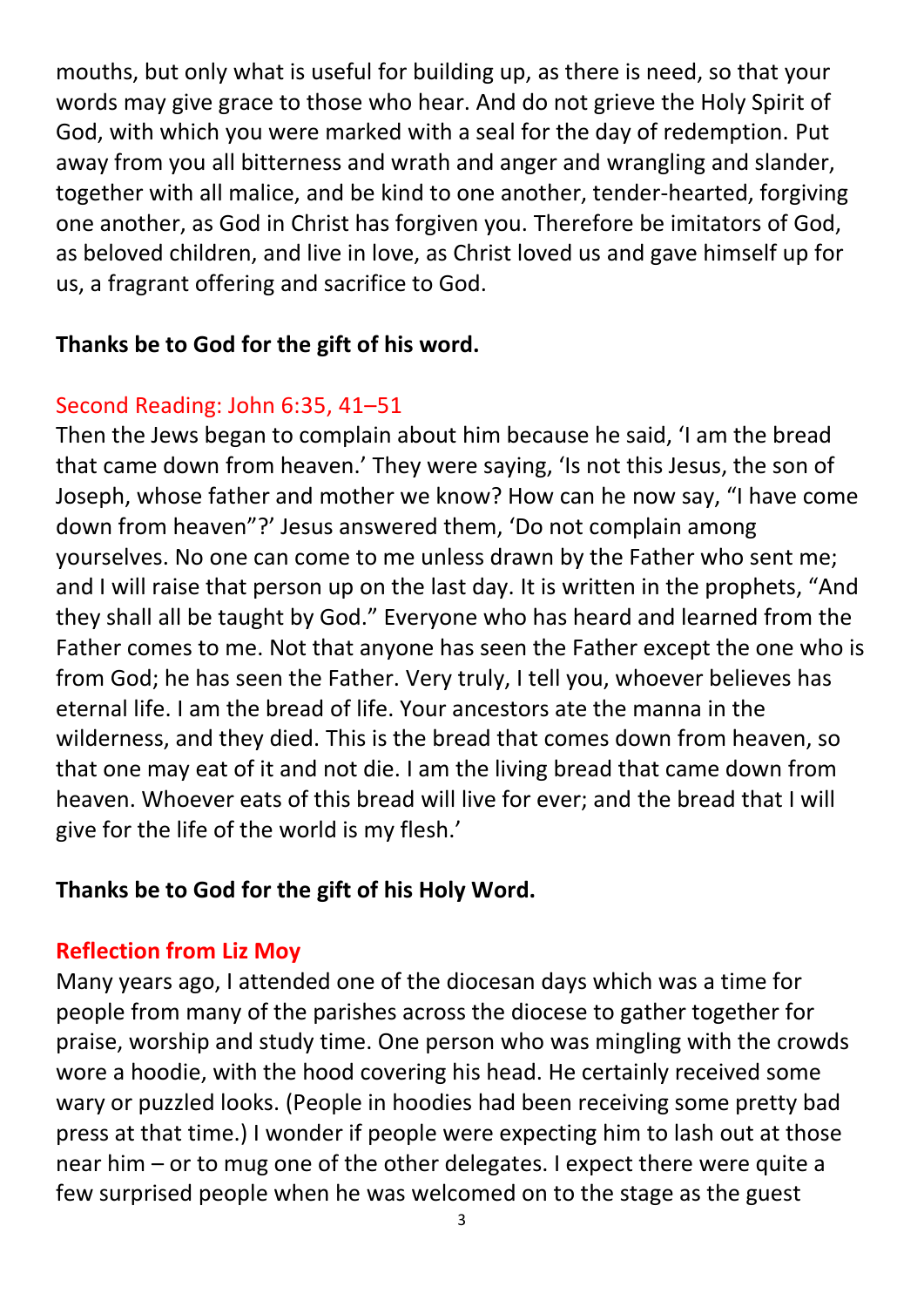mouths, but only what is useful for building up, as there is need, so that your words may give grace to those who hear. And do not grieve the Holy Spirit of God, with which you were marked with a seal for the day of redemption. Put away from you all bitterness and wrath and anger and wrangling and slander, together with all malice, and be kind to one another, tender-hearted, forgiving one another, as God in Christ has forgiven you. Therefore be imitators of God, as beloved children, and live in love, as Christ loved us and gave himself up for us, a fragrant offering and sacrifice to God.

**Thanks be to God for the gift of his word.**

## Second Reading: John 6:35, 41–51

Then the Jews began to complain about him because he said, 'I am the bread that came down from heaven.' They were saying, 'Is not this Jesus, the son of Joseph, whose father and mother we know? How can he now say, "I have come down from heaven"?' Jesus answered them, 'Do not complain among yourselves. No one can come to me unless drawn by the Father who sent me; and I will raise that person up on the last day. It is written in the prophets, "And they shall all be taught by God." Everyone who has heard and learned from the Father comes to me. Not that anyone has seen the Father except the one who is from God; he has seen the Father. Very truly, I tell you, whoever believes has eternal life. I am the bread of life. Your ancestors ate the manna in the wilderness, and they died. This is the bread that comes down from heaven, so that one may eat of it and not die. I am the living bread that came down from heaven. Whoever eats of this bread will live for ever; and the bread that I will give for the life of the world is my flesh.'

**Thanks be to God for the gift of his Holy Word.**

## Reflection from Liz Moy

Many years ago, I attended one of the diocesan days which was a time for people from many of the parishes across the diocese to gather together for praise, worship and study time. One person who was mingling with the crowds wore a hoodie, with the hood covering his head. He certainly received some wary or puzzled looks. (People in hoodies had been receiving some pretty bad press at that time.) I wonder if people were expecting him to lash out at those near him – or to mug one of the other delegates. I expect there were quite a few surprised people when he was welcomed on to the stage as the guest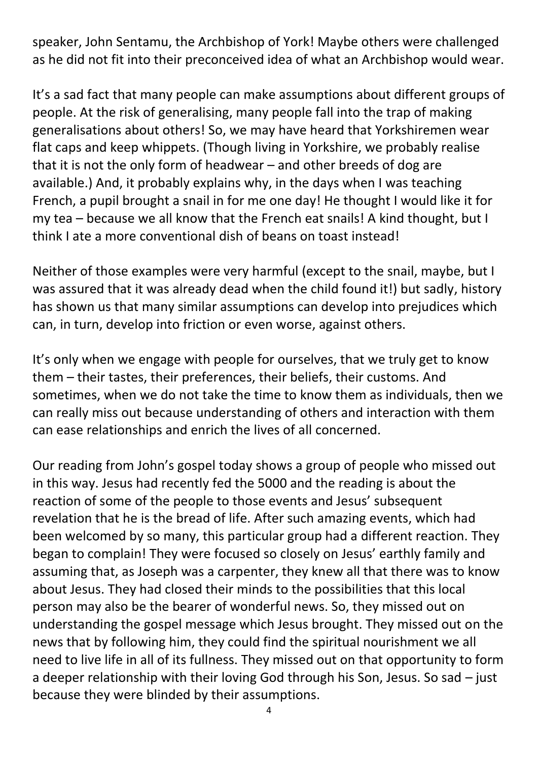speaker, John Sentamu, the Archbishop of York! Maybe others were challenged as he did not fit into their preconceived idea of what an Archbishop would wear.

It's a sad fact that many people can make assumptions about different groups of people. At the risk of generalising, many people fall into the trap of making generalisations about others! So, we may have heard that Yorkshiremen wear flat caps and keep whippets. (Though living in Yorkshire, we probably realise that it is not the only form of headwear – and other breeds of dog are available.) And, it probably explains why, in the days when I was teaching French, a pupil brought a snail in for me one day! He thought I would like it for my tea – because we all know that the French eat snails! A kind thought, but I think I ate a more conventional dish of beans on toast instead!

Neither of those examples were very harmful (except to the snail, maybe, but I was assured that it was already dead when the child found it!) but sadly, history has shown us that many similar assumptions can develop into prejudices which can, in turn, develop into friction or even worse, against others.

It's only when we engage with people for ourselves, that we truly get to know them – their tastes, their preferences, their beliefs, their customs. And sometimes, when we do not take the time to know them as individuals, then we can really miss out because understanding of others and interaction with them can ease relationships and enrich the lives of all concerned.

Our reading from John's gospel today shows a group of people who missed out in this way. Jesus had recently fed the 5000 and the reading is about the reaction of some of the people to those events and Jesus' subsequent revelation that he is the bread of life. After such amazing events, which had been welcomed by so many, this particular group had a different reaction. They began to complain! They were focused so closely on Jesus' earthly family and assuming that, as Joseph was a carpenter, they knew all that there was to know about Jesus. They had closed their minds to the possibilities that this local person may also be the bearer of wonderful news. So, they missed out on understanding the gospel message which Jesus brought. They missed out on the news that by following him, they could find the spiritual nourishment we all need to live life in all of its fullness. They missed out on that opportunity to form a deeper relationship with their loving God through his Son, Jesus. So sad – just because they were blinded by their assumptions.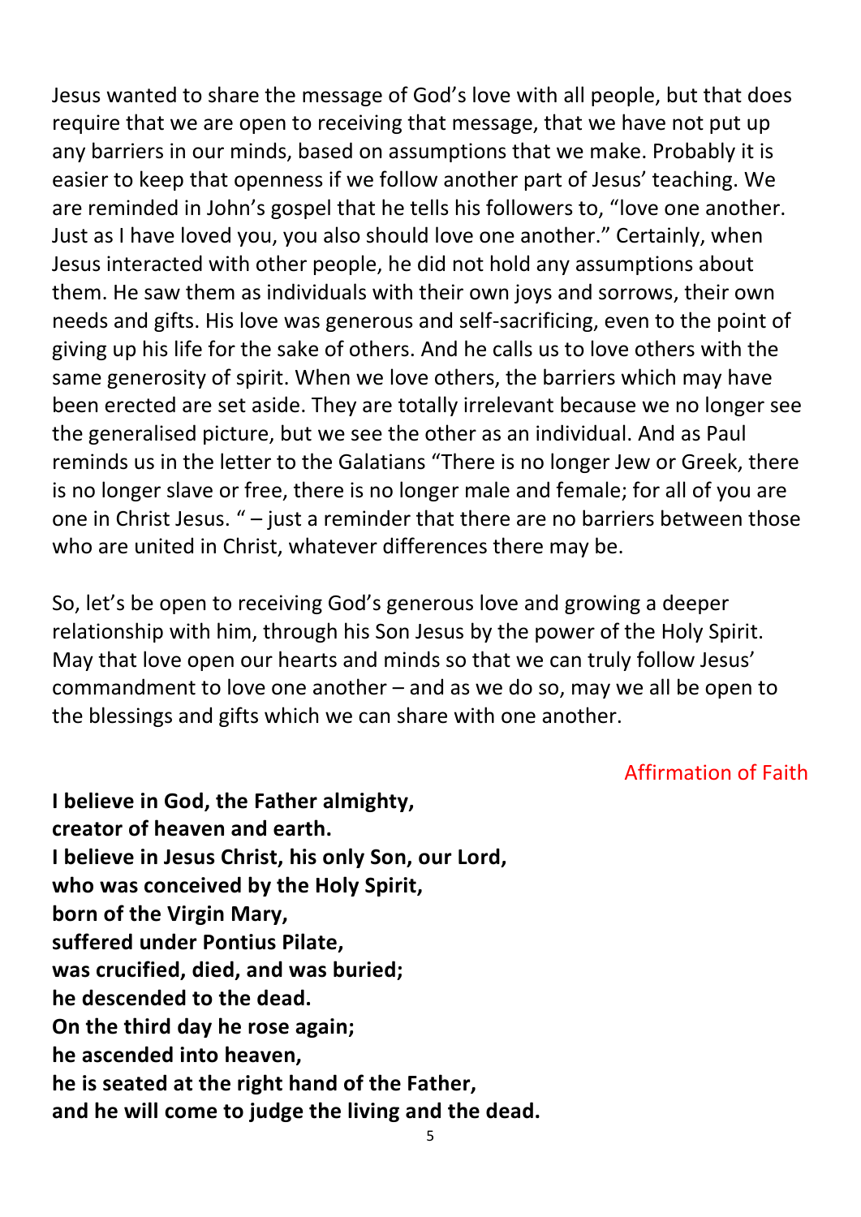Jesus wanted to share the message of God's love with all people, but that does require that we are open to receiving that message, that we have not put up any barriers in our minds, based on assumptions that we make. Probably it is easier to keep that openness if we follow another part of Jesus' teaching. We are reminded in John's gospel that he tells his followers to, "love one another. Just as I have loved you, you also should love one another." Certainly, when Jesus interacted with other people, he did not hold any assumptions about them. He saw them as individuals with their own joys and sorrows, their own needs and gifts. His love was generous and self-sacrificing, even to the point of giving up his life for the sake of others. And he calls us to love others with the same generosity of spirit. When we love others, the barriers which may have been erected are set aside. They are totally irrelevant because we no longer see the generalised picture, but we see the other as an individual. And as Paul reminds us in the letter to the Galatians "There is no longer Jew or Greek, there is no longer slave or free, there is no longer male and female; for all of you are one in Christ Jesus. " – just a reminder that there are no barriers between those who are united in Christ, whatever differences there may be.

So, let's be open to receiving God's generous love and growing a deeper relationship with him, through his Son Jesus by the power of the Holy Spirit. May that love open our hearts and minds so that we can truly follow Jesus' commandment to love one another – and as we do so, may we all be open to the blessings and gifts which we can share with one another.

### Affirmation of Faith

**I believe in God, the Father almighty,**
**creator of heaven and earth.**
**I believe in Jesus Christ, his only Son, our Lord,**
**who was conceived by the Holy Spirit,**
**born of the Virgin Mary,**
**suffered under Pontius Pilate,**
**was crucified, died, and was buried;**
**he descended to the dead.**
**On the third day he rose again;**
**he ascended into heaven,**
**he is seated at the right hand of the Father,**
**and he will come to judge the living and the dead.**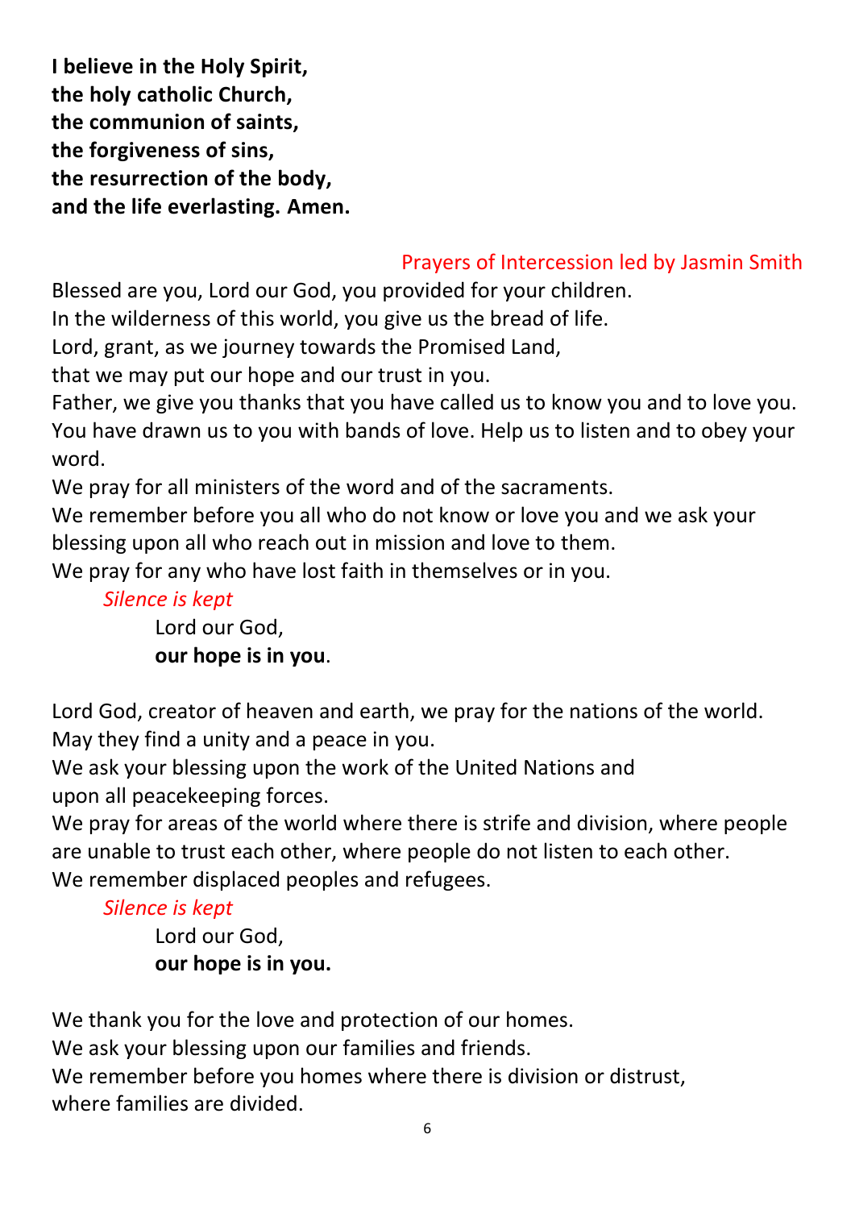**I believe in the Holy Spirit,**
**the holy catholic Church,**
**the communion of saints,**
**the forgiveness of sins,**
**the resurrection of the body,**
**and the life everlasting. Amen.**

Prayers of Intercession led by Jasmin Smith

Blessed are you, Lord our God, you provided for your children.
In the wilderness of this world, you give us the bread of life.
Lord, grant, as we journey towards the Promised Land,
that we may put our hope and our trust in you.
Father, we give you thanks that you have called us to know you and to love you. You have drawn us to you with bands of love. Help us to listen and to obey your word.
We pray for all ministers of the word and of the sacraments.
We remember before you all who do not know or love you and we ask your blessing upon all who reach out in mission and love to them.
We pray for any who have lost faith in themselves or in you.

*Silence is kept*

Lord our God,
**our hope is in you**.

Lord God, creator of heaven and earth, we pray for the nations of the world.
May they find a unity and a peace in you.
We ask your blessing upon the work of the United Nations and
upon all peacekeeping forces.
We pray for areas of the world where there is strife and division, where people are unable to trust each other, where people do not listen to each other.
We remember displaced peoples and refugees.

*Silence is kept*

Lord our God,
**our hope is in you.**

We thank you for the love and protection of our homes.
We ask your blessing upon our families and friends.
We remember before you homes where there is division or distrust,
where families are divided.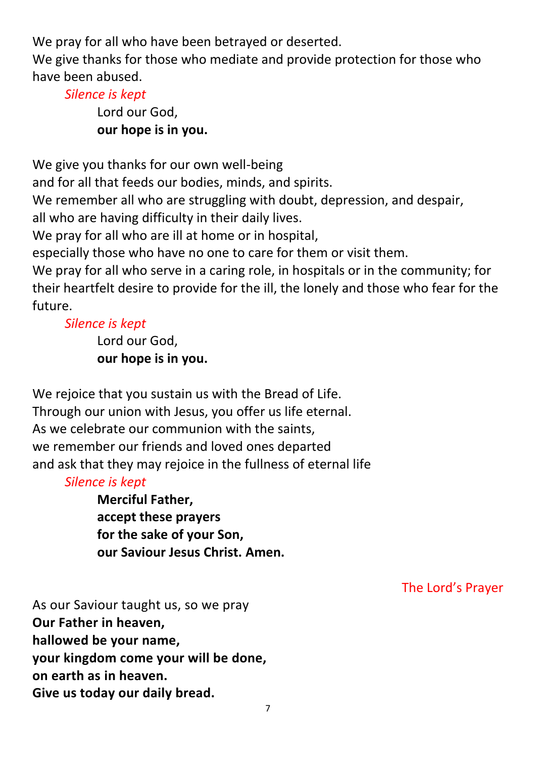We pray for all who have been betrayed or deserted.
We give thanks for those who mediate and provide protection for those who have been abused.

*Silence is kept*

Lord our God,
**our hope is in you.**

We give you thanks for our own well-being
and for all that feeds our bodies, minds, and spirits.
We remember all who are struggling with doubt, depression, and despair,
all who are having difficulty in their daily lives.
We pray for all who are ill at home or in hospital,
especially those who have no one to care for them or visit them.
We pray for all who serve in a caring role, in hospitals or in the community; for their heartfelt desire to provide for the ill, the lonely and those who fear for the future.

*Silence is kept*

Lord our God,
**our hope is in you.**

We rejoice that you sustain us with the Bread of Life.
Through our union with Jesus, you offer us life eternal.
As we celebrate our communion with the saints,
we remember our friends and loved ones departed
and ask that they may rejoice in the fullness of eternal life

*Silence is kept*

**Merciful Father,**
**accept these prayers**
**for the sake of your Son,**
**our Saviour Jesus Christ. Amen.**

## The Lord's Prayer

As our Saviour taught us, so we pray
**Our Father in heaven,**
**hallowed be your name,**
**your kingdom come your will be done,**
**on earth as in heaven.**
**Give us today our daily bread.**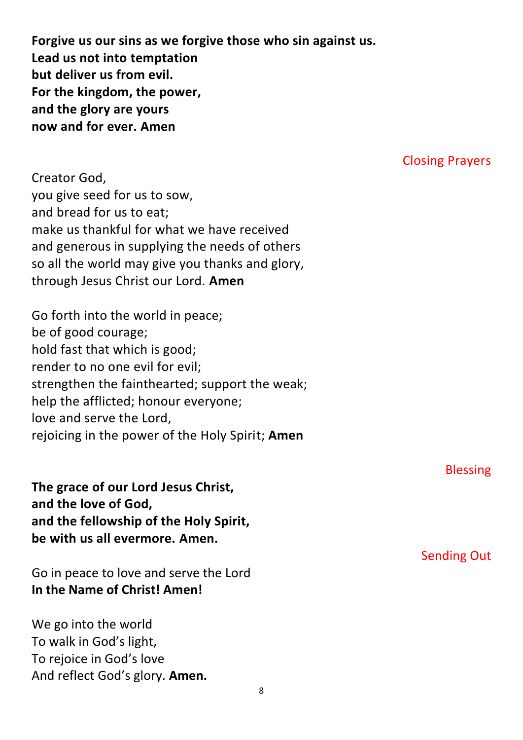**Forgive us our sins as we forgive those who sin against us.**
**Lead us not into temptation**
**but deliver us from evil.**
**For the kingdom, the power,**
**and the glory are yours**
**now and for ever. Amen**

Closing Prayers

Creator God,
you give seed for us to sow,
and bread for us to eat;
make us thankful for what we have received
and generous in supplying the needs of others
so all the world may give you thanks and glory,
through Jesus Christ our Lord. **Amen**

Go forth into the world in peace;
be of good courage;
hold fast that which is good;
render to no one evil for evil;
strengthen the fainthearted; support the weak;
help the afflicted; honour everyone;
love and serve the Lord,
rejoicing in the power of the Holy Spirit; **Amen**

Blessing

**The grace of our Lord Jesus Christ,**
**and the love of God,**
**and the fellowship of the Holy Spirit,**
**be with us all evermore. Amen.**

Sending Out

Go in peace to love and serve the Lord
**In the Name of Christ! Amen!**

We go into the world
To walk in God's light,
To rejoice in God's love
And reflect God's glory. **Amen.**